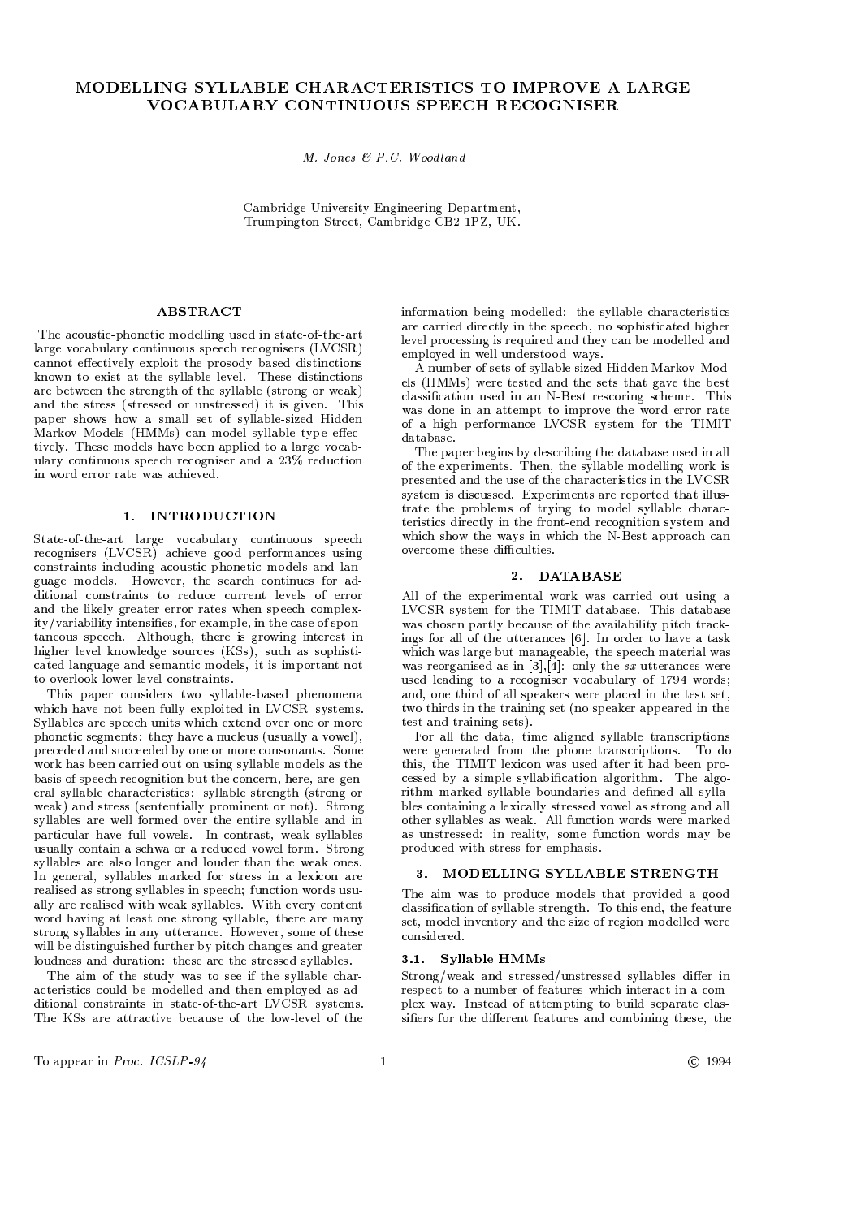# MODELLING SYLLABLE CHARACTERISTICS TO IMPROVE A LARGE VOCABULARY CONTINUOUS SPEECH RECOGNISER

*M. Jones & P.C. Woodland*

Cambridge University Engineering Department,
Trumpington Street, Cambridge CB2 1PZ, UK.

## ABSTRACT

The acoustic-phonetic modelling used in state-of-the-art large vocabulary continuous speech recognisers (LVCSR) cannot effectively exploit the prosody based distinctions known to exist at the syllable level. These distinctions are between the strength of the syllable (strong or weak) and the stress (stressed or unstressed) it is given. This paper shows how a small set of syllable-sized Hidden Markov Models (HMMs) can model syllable type effectively. These models have been applied to a large vocabulary continuous speech recogniser and a 23% reduction in word error rate was achieved.

## 1. INTRODUCTION

State-of-the-art large vocabulary continuous speech recognisers (LVCSR) achieve good performances using constraints including acoustic-phonetic models and language models. However, the search continues for additional constraints to reduce current levels of error and the likely greater error rates when speech complexity/variability intensifies, for example, in the case of spontaneous speech. Although, there is growing interest in higher level knowledge sources (KSs), such as sophisticated language and semantic models, it is important not to overlook lower level constraints.

This paper considers two syllable-based phenomena which have not been fully exploited in LVCSR systems. Syllables are speech units which extend over one or more phonetic segments: they have a nucleus (usually a vowel), preceded and succeeded by one or more consonants. Some work has been carried out on using syllable models as the basis of speech recognition but the concern, here, are general syllable characteristics: syllable strength (strong or weak) and stress (sententially prominent or not). Strong syllables are well formed over the entire syllable and in particular have full vowels. In contrast, weak syllables usually contain a schwa or a reduced vowel form. Strong syllables are also longer and louder than the weak ones. In general, syllables marked for stress in a lexicon are realised as strong syllables in speech; function words usually are realised with weak syllables. With every content word having at least one strong syllable, there are many strong syllables in any utterance. However, some of these will be distinguished further by pitch changes and greater loudness and duration: these are the stressed syllables.

The aim of the study was to see if the syllable characteristics could be modelled and then employed as additional constraints in state-of-the-art LVCSR systems. The KSs are attractive because of the low-level of the information being modelled: the syllable characteristics are carried directly in the speech, no sophisticated higher level processing is required and they can be modelled and employed in well understood ways.

A number of sets of syllable sized Hidden Markov Models (HMMs) were tested and the sets that gave the best classification used in an N-Best rescoring scheme. This was done in an attempt to improve the word error rate of a high performance LVCSR system for the TIMIT database.

The paper begins by describing the database used in all of the experiments. Then, the syllable modelling work is presented and the use of the characteristics in the LVCSR system is discussed. Experiments are reported that illustrate the problems of trying to model syllable characteristics directly in the front-end recognition system and which show the ways in which the N-Best approach can overcome these difficulties.

## 2. DATABASE

All of the experimental work was carried out using a LVCSR system for the TIMIT database. This database was chosen partly because of the availability pitch trackings for all of the utterances [6]. In order to have a task which was large but manageable, the speech material was was reorganised as in [3],[4]: only the *sx* utterances were used leading to a recogniser vocabulary of 1794 words; and, one third of all speakers were placed in the test set, two thirds in the training set (no speaker appeared in the test and training sets).

For all the data, time aligned syllable transcriptions were generated from the phone transcriptions. To do this, the TIMIT lexicon was used after it had been processed by a simple syllabification algorithm. The algorithm marked syllable boundaries and defined all syllables containing a lexically stressed vowel as strong and all other syllables as weak. All function words were marked as unstressed: in reality, some function words may be produced with stress for emphasis.

## 3. MODELLING SYLLABLE STRENGTH

The aim was to produce models that provided a good classification of syllable strength. To this end, the feature set, model inventory and the size of region modelled were considered.

### 3.1. Syllable HMMs

Strong/weak and stressed/unstressed syllables differ in respect to a number of features which interact in a complex way. Instead of attempting to build separate classifiers for the different features and combining these, the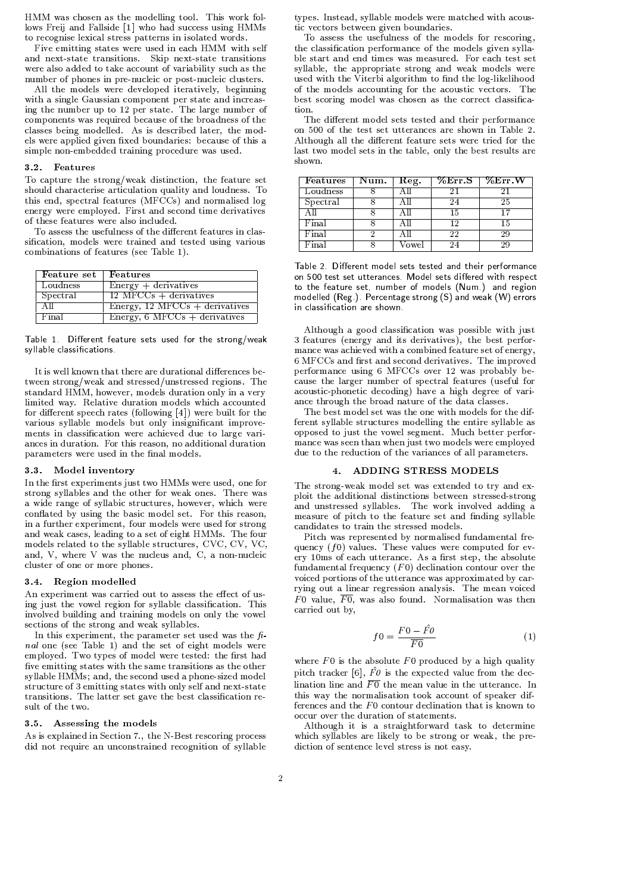HMM was chosen as the modelling tool. This work follows Freij and Fallside [1] who had success using HMMs to recognise lexical stress patterns in isolated words.

Five emitting states were used in each HMM with self and next-state transitions. Skip next-state transitions were also added to take account of variability such as the number of phones in pre-nucleic or post-nucleic clusters.

All the models were developed iteratively, beginning with a single Gaussian component per state and increasing the number up to 12 per state. The large number of components was required because of the broadness of the classes being modelled. As is described later, the models were applied given fixed boundaries: because of this a simple non-embedded training procedure was used.

### 3.2. Features

To capture the strong/weak distinction, the feature set should characterise articulation quality and loudness. To this end, spectral features (MFCCs) and normalised log energy were employed. First and second time derivatives of these features were also included.

To assess the usefulness of the different features in classification, models were trained and tested using various combinations of features (see Table 1).

| Feature set | Features |
|---|---|
| Loudness | Energy + derivatives |
| Spectral | 12 MFCCs + derivatives |
| All | Energy, 12 MFCCs + derivatives |
| Final | Energy, 6 MFCCs + derivatives |

Table 1. Different feature sets used for the strong/weak syllable classifications.

It is well known that there are durational differences between strong/weak and stressed/unstressed regions. The standard HMM, however, models duration only in a very limited way. Relative duration models which accounted for different speech rates (following [4]) were built for the various syllable models but only insignificant improvements in classification were achieved due to large variances in duration. For this reason, no additional duration parameters were used in the final models.

### 3.3. Model inventory

In the first experiments just two HMMs were used, one for strong syllables and the other for weak ones. There was a wide range of syllabic structures, however, which were conflated by using the basic model set. For this reason, in a further experiment, four models were used for strong and weak cases, leading to a set of eight HMMs. The four models related to the syllable structures, CVC, CV, VC, and, V, where V was the nucleus and, C, a non-nucleic cluster of one or more phones.

### 3.4. Region modelled

An experiment was carried out to assess the effect of using just the vowel region for syllable classification. This involved building and training models on only the vowel sections of the strong and weak syllables.

In this experiment, the parameter set used was the *final* one (see Table 1) and the set of eight models were employed. Two types of model were tested: the first had five emitting states with the same transitions as the other syllable HMMs; and, the second used a phone-sized model structure of 3 emitting states with only self and next-state transitions. The latter set gave the best classification result of the two.

### 3.5. Assessing the models

As is explained in Section 7., the N-Best rescoring process did not require an unconstrained recognition of syllable types. Instead, syllable models were matched with acoustic vectors between given boundaries.

To assess the usefulness of the models for rescoring, the classification performance of the models given syllable start and end times was measured. For each test set syllable, the appropriate strong and weak models were used with the Viterbi algorithm to find the log-likelihood of the models accounting for the acoustic vectors. The best scoring model was chosen as the correct classification.

The different model sets tested and their performance on 500 of the test set utterances are shown in Table 2. Although all the different feature sets were tried for the last two model sets in the table, only the best results are shown.

| Features | Num. | Reg. | %Err.S | %Err.W |
|---|---|---|---|---|
| Loudness | 8 | All | 21 | 21 |
| Spectral | 8 | All | 24 | 25 |
| All | 8 | All | 15 | 17 |
| Final | 8 | All | 12 | 15 |
| Final | 2 | All | 22 | 29 |
| Final | 8 | Vowel | 24 | 29 |

Table 2. Different model sets tested and their performance on 500 test set utterances. Model sets differed with respect to the feature set, number of models (Num.) and region modelled (Reg.). Percentage strong (S) and weak (W) errors in classification are shown.

Although a good classification was possible with just 3 features (energy and its derivatives), the best performance was achieved with a combined feature set of energy, 6 MFCCs and first and second derivatives. The improved performance using 6 MFCCs over 12 was probably because the larger number of spectral features (useful for acoustic-phonetic decoding) have a high degree of variance through the broad nature of the data classes.

The best model set was the one with models for the different syllable structures modelling the entire syllable as opposed to just the vowel segment. Much better performance was seen than when just two models were employed due to the reduction of the variances of all parameters.

## 4. ADDING STRESS MODELS

The strong-weak model set was extended to try and exploit the additional distinctions between stressed-strong and unstressed syllables. The work involved adding a measure of pitch to the feature set and finding syllable candidates to train the stressed models.

Pitch was represented by normalised fundamental frequency ($f0$) values. These values were computed for every 10ms of each utterance. As a first step, the absolute fundamental frequency ($F0$) declination contour over the voiced portions of the utterance was approximated by carrying out a linear regression analysis. The mean voiced $F0$ value, $\overline{F0}$, was also found. Normalisation was then carried out by,

$$f0 = \frac{F0 - \hat{F0}}{\overline{F0}} \tag{1}$$

where $F0$ is the absolute $F0$ produced by a high quality pitch tracker [6], $\hat{F0}$ is the expected value from the declination line and $\overline{F0}$ the mean value in the utterance. In this way the normalisation took account of speaker differences and the $F0$ contour declination that is known to occur over the duration of statements.

Although it is a straightforward task to determine which syllables are likely to be strong or weak, the prediction of sentence level stress is not easy.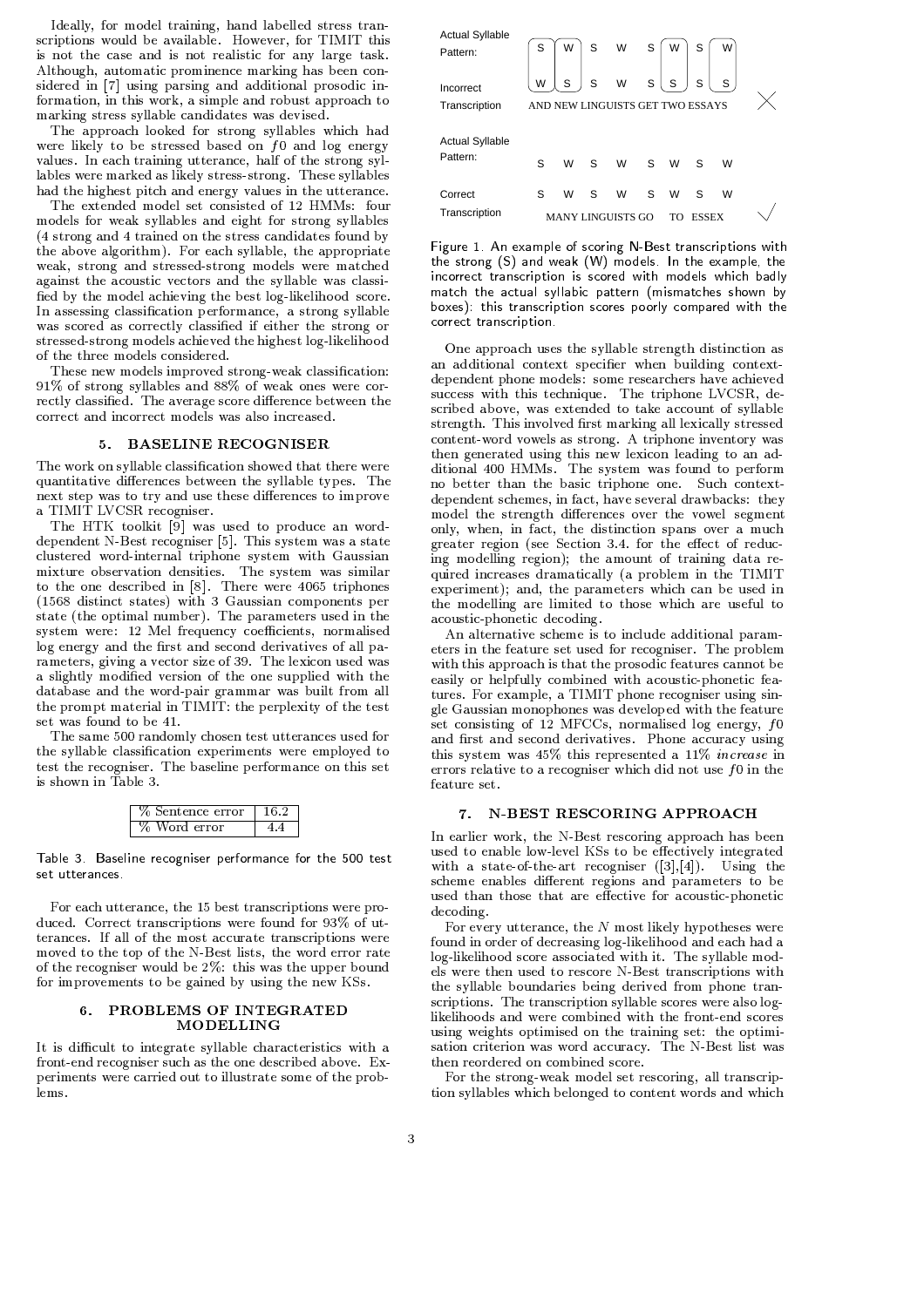Ideally, for model training, hand labelled stress transcriptions would be available. However, for TIMIT this is not the case and is not realistic for any large task. Although, automatic prominence marking has been considered in [7] using parsing and additional prosodic information, in this work, a simple and robust approach to marking stress syllable candidates was devised.

The approach looked for strong syllables which had were likely to be stressed based on $f0$ and log energy values. In each training utterance, half of the strong syllables were marked as likely stress-strong. These syllables had the highest pitch and energy values in the utterance.

The extended model set consisted of 12 HMMs: four models for weak syllables and eight for strong syllables (4 strong and 4 trained on the stress candidates found by the above algorithm). For each syllable, the appropriate weak, strong and stressed-strong models were matched against the acoustic vectors and the syllable was classified by the model achieving the best log-likelihood score. In assessing classification performance, a strong syllable was scored as correctly classified if either the strong or stressed-strong models achieved the highest log-likelihood of the three models considered.

These new models improved strong-weak classification: 91% of strong syllables and 88% of weak ones were correctly classified. The average score difference between the correct and incorrect models was also increased.

## 5. BASELINE RECOGNISER

The work on syllable classification showed that there were quantitative differences between the syllable types. The next step was to try and use these differences to improve a TIMIT LVCSR recogniser.

The HTK toolkit [9] was used to produce an word-dependent N-Best recogniser [5]. This system was a state clustered word-internal triphone system with Gaussian mixture observation densities. The system was similar to the one described in [8]. There were 4065 triphones (1568 distinct states) with 3 Gaussian components per state (the optimal number). The parameters used in the system were: 12 Mel frequency coefficients, normalised log energy and the first and second derivatives of all parameters, giving a vector size of 39. The lexicon used was a slightly modified version of the one supplied with the database and the word-pair grammar was built from all the prompt material in TIMIT: the perplexity of the test set was found to be 41.

The same 500 randomly chosen test utterances used for the syllable classification experiments were employed to test the recogniser. The baseline performance on this set is shown in Table 3.

| % Sentence error | 16.2 |
|---|---|
| % Word error | 4.4 |

Table 3. Baseline recogniser performance for the 500 test set utterances.

For each utterance, the 15 best transcriptions were produced. Correct transcriptions were found for 93% of utterances. If all of the most accurate transcriptions were moved to the top of the N-Best lists, the word error rate of the recogniser would be 2%: this was the upper bound for improvements to be gained by using the new KSs.

## 6. PROBLEMS OF INTEGRATED MODELLING

It is difficult to integrate syllable characteristics with a front-end recogniser such as the one described above. Experiments were carried out to illustrate some of the problems.

| | | | | | | | | | |
|---|---|---|---|---|---|---|---|---|---|
| Actual Syllable Pattern: | S | W | S | W | S | W | S | W | |
| Incorrect Transcription | W | S | S | W | S | S | S | S | × |
| | AND NEW LINGUISTS GET TWO ESSAYS | | | | | | | | |
| Actual Syllable Pattern: | S | W | S | W | S | W | S | W | |
| Correct Transcription | S | W | S | W | S | W | S | W | √ |
| | MANY LINGUISTS GO TO ESSEX | | | | | | | | |

Figure 1. An example of scoring N-Best transcriptions with the strong (S) and weak (W) models. In the example, the incorrect transcription is scored with models which badly match the actual syllabic pattern (mismatches shown by boxes): this transcription scores poorly compared with the correct transcription.

One approach uses the syllable strength distinction as an additional context specifier when building context-dependent phone models: some researchers have achieved success with this technique. The triphone LVCSR, described above, was extended to take account of syllable strength. This involved first marking all lexically stressed content-word vowels as strong. A triphone inventory was then generated using this new lexicon leading to an additional 400 HMMs. The system was found to perform no better than the basic triphone one. Such context-dependent schemes, in fact, have several drawbacks: they model the strength differences over the vowel segment only, when, in fact, the distinction spans over a much greater region (see Section 3.4. for the effect of reducing modelling region); the amount of training data required increases dramatically (a problem in the TIMIT experiment); and, the parameters which can be used in the modelling are limited to those which are useful to acoustic-phonetic decoding.

An alternative scheme is to include additional parameters in the feature set used for recogniser. The problem with this approach is that the prosodic features cannot be easily or helpfully combined with acoustic-phonetic features. For example, a TIMIT phone recogniser using single Gaussian monophones was developed with the feature set consisting of 12 MFCCs, normalised log energy, $f0$ and first and second derivatives. Phone accuracy using this system was 45% this represented a 11% *increase* in errors relative to a recogniser which did not use $f0$ in the feature set.

## 7. N-BEST RESCORING APPROACH

In earlier work, the N-Best rescoring approach has been used to enable low-level KSs to be effectively integrated with a state-of-the-art recogniser ([3],[4]). Using the scheme enables different regions and parameters to be used than those that are effective for acoustic-phonetic decoding.

For every utterance, the $N$ most likely hypotheses were found in order of decreasing log-likelihood and each had a log-likelihood score associated with it. The syllable models were then used to rescore N-Best transcriptions with the syllable boundaries being derived from phone transcriptions. The transcription syllable scores were also log-likelihoods and were combined with the front-end scores using weights optimised on the training set: the optimisation criterion was word accuracy. The N-Best list was then reordered on combined score.

For the strong-weak model set rescoring, all transcription syllables which belonged to content words and which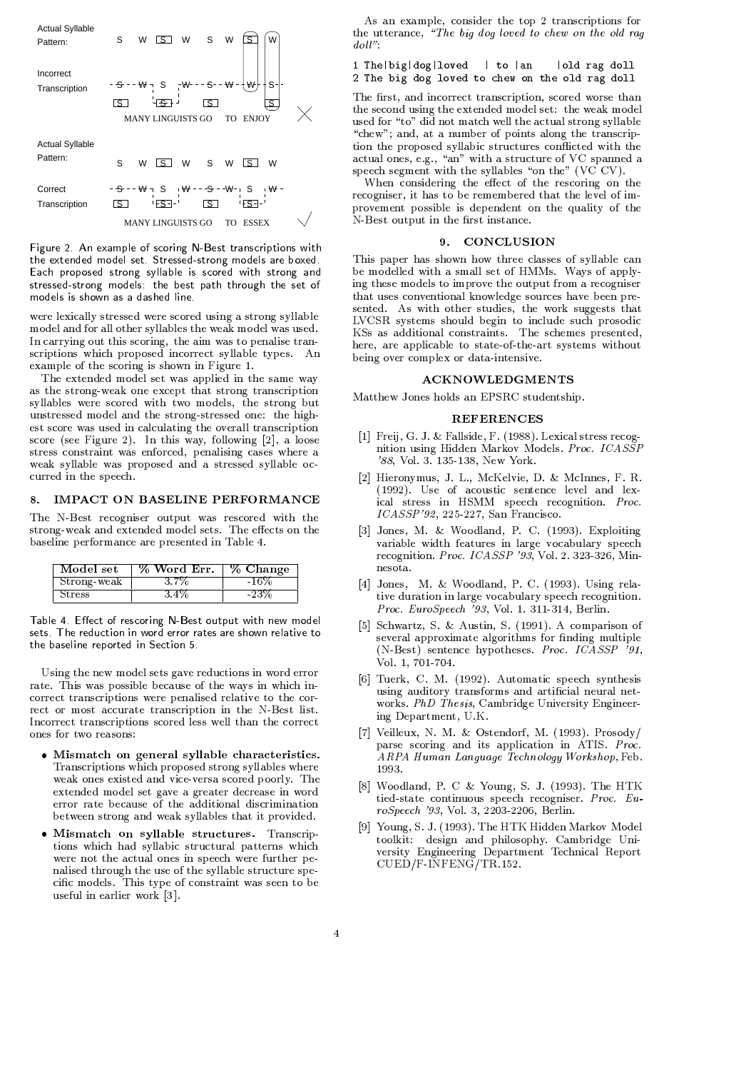Actual Syllable Pattern: S W [S] W S W [S] W

Incorrect Transcription

MANY LINGUISTS GO TO ENYOY

Actual Syllable Pattern: S W [S] W S W [S] W

Correct Transcription

MANY LINGUISTS GO TO ESSEX

Figure 2. An example of scoring N-Best transcriptions with the extended model set. Stressed-strong models are boxed. Each proposed strong syllable is scored with strong and stressed-strong models: the best path through the set of models is shown as a dashed line.

were lexically stressed were scored using a strong syllable model and for all other syllables the weak model was used. In carrying out this scoring, the aim was to penalise transcriptions which proposed incorrect syllable types. An example of the scoring is shown in Figure 1.

The extended model set was applied in the same way as the strong-weak one except that strong transcription syllables were scored with two models, the strong but unstressed model and the strong-stressed one: the highest score was used in calculating the overall transcription score (see Figure 2). In this way, following [2], a loose stress constraint was enforced, penalising cases where a weak syllable was proposed and a stressed syllable occurred in the speech.

## 8. IMPACT ON BASELINE PERFORMANCE

The N-Best recogniser output was rescored with the strong-weak and extended model sets. The effects on the baseline performance are presented in Table 4.

| Model set | % Word Err. | % Change |
|---|---|---|
| Strong-weak | 3.7% | -16% |
| Stress | 3.4% | -23% |

Table 4. Effect of rescoring N-Best output with new model sets. The reduction in word error rates are shown relative to the baseline reported in Section 5.

Using the new model sets gave reductions in word error rate. This was possible because of the ways in which incorrect transcriptions were penalised relative to the correct or most accurate transcription in the N-Best list. Incorrect transcriptions scored less well than the correct ones for two reasons:

- **Mismatch on general syllable characteristics.** Transcriptions which proposed strong syllables where weak ones existed and vice-versa scored poorly. The extended model set gave a greater decrease in word error rate because of the additional discrimination between strong and weak syllables that it provided.
- **Mismatch on syllable structures.** Transcriptions which had syllabic structural patterns which were not the actual ones in speech were further penalised through the use of the syllable structure specific models. This type of constraint was seen to be useful in earlier work [3].

As an example, consider the top 2 transcriptions for the utterance, *"The big dog loved to chew on the old rag doll"*:

```
1 The|big|dog|loved   | to |an    |old rag doll
2 The big dog loved to chew on the old rag doll
```

The first, and incorrect transcription, scored worse than the second using the extended model set: the weak model used for "to" did not match well the actual strong syllable "chew"; and, at a number of points along the transcription the proposed syllabic structures conflicted with the actual ones, e.g., "an" with a structure of VC spanned a speech segment with the syllables "on the" (VC CV).

When considering the effect of the rescoring on the recogniser, it has to be remembered that the level of improvement possible is dependent on the quality of the N-Best output in the first instance.

## 9. CONCLUSION

This paper has shown how three classes of syllable can be modelled with a small set of HMMs. Ways of applying these models to improve the output from a recogniser that uses conventional knowledge sources have been presented. As with other studies, the work suggests that LVCSR systems should begin to include such prosodic KSs as additional constraints. The schemes presented, here, are applicable to state-of-the-art systems without being over complex or data-intensive.

## ACKNOWLEDGMENTS

Matthew Jones holds an EPSRC studentship.

## REFERENCES

[1] Freij, G. J. & Fallside, F. (1988). Lexical stress recognition using Hidden Markov Models. *Proc. ICASSP '88*, Vol. 3. 135-138, New York.

[2] Hieronymus, J. L., McKelvie, D. & McInnes, F. R. (1992). Use of acoustic sentence level and lexical stress in HSMM speech recognition. *Proc. ICASSP'92*, 225-227, San Francisco.

[3] Jones, M. & Woodland, P. C. (1993). Exploiting variable width features in large vocabulary speech recognition. *Proc. ICASSP '93*, Vol. 2. 323-326, Minnesota.

[4] Jones, M. & Woodland, P. C. (1993). Using relative duration in large vocabulary speech recognition. *Proc. EuroSpeech '93*, Vol. 1. 311-314, Berlin.

[5] Schwartz, S. & Austin, S. (1991). A comparison of several approximate algorithms for finding multiple (N-Best) sentence hypotheses. *Proc. ICASSP '91*, Vol. 1, 701-704.

[6] Tuerk, C. M. (1992). Automatic speech synthesis using auditory transforms and artificial neural networks. *PhD Thesis*, Cambridge University Engineering Department, U.K.

[7] Veilleux, N. M. & Ostendorf, M. (1993). Prosody/parse scoring and its application in ATIS. *Proc. ARPA Human Language Technology Workshop*, Feb. 1993.

[8] Woodland, P. C & Young, S. J. (1993). The HTK tied-state continuous speech recogniser. *Proc. EuroSpeech '93*, Vol. 3, 2203-2206, Berlin.

[9] Young, S. J. (1993). The HTK Hidden Markov Model toolkit: design and philosophy. Cambridge University Engineering Department Technical Report CUED/F-INFENG/TR.152.